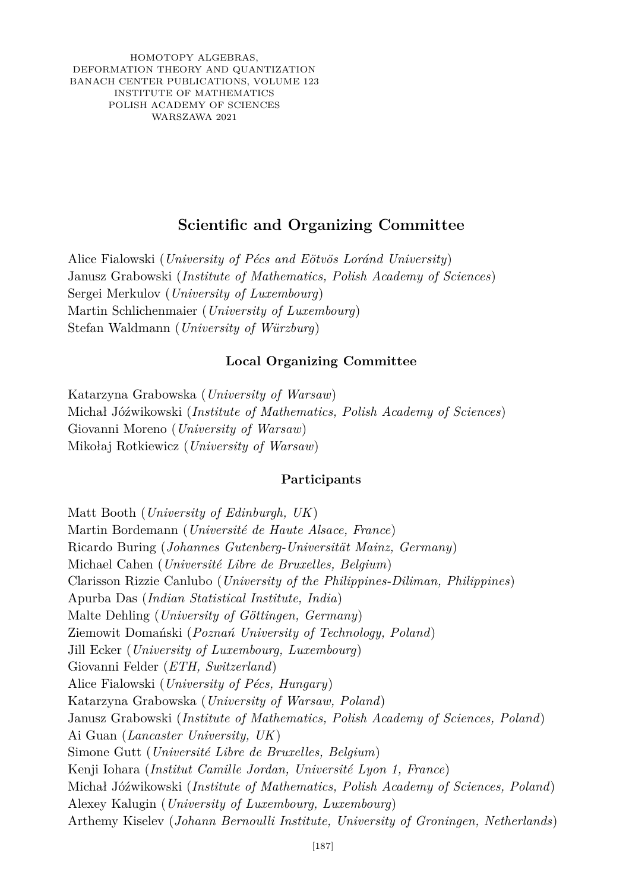## Scientific and Organizing Committee

Alice Fialowski (*University of Pécs and Eötvös Loránd University*)
Janusz Grabowski (*Institute of Mathematics, Polish Academy of Sciences*)
Sergei Merkulov (*University of Luxembourg*)
Martin Schlichenmaier (*University of Luxembourg*)
Stefan Waldmann (*University of Würzburg*)

### Local Organizing Committee

Katarzyna Grabowska (*University of Warsaw*)
Michał Jóźwikowski (*Institute of Mathematics, Polish Academy of Sciences*)
Giovanni Moreno (*University of Warsaw*)
Mikołaj Rotkiewicz (*University of Warsaw*)

### Participants

Matt Booth (*University of Edinburgh, UK*)
Martin Bordemann (*Université de Haute Alsace, France*)
Ricardo Buring (*Johannes Gutenberg-Universität Mainz, Germany*)
Michael Cahen (*Université Libre de Bruxelles, Belgium*)
Clarisson Rizzie Canlubo (*University of the Philippines-Diliman, Philippines*)
Apurba Das (*Indian Statistical Institute, India*)
Malte Dehling (*University of Göttingen, Germany*)
Ziemowit Domański (*Poznań University of Technology, Poland*)
Jill Ecker (*University of Luxembourg, Luxembourg*)
Giovanni Felder (*ETH, Switzerland*)
Alice Fialowski (*University of Pécs, Hungary*)
Katarzyna Grabowska (*University of Warsaw, Poland*)
Janusz Grabowski (*Institute of Mathematics, Polish Academy of Sciences, Poland*)
Ai Guan (*Lancaster University, UK*)
Simone Gutt (*Université Libre de Bruxelles, Belgium*)
Kenji Iohara (*Institut Camille Jordan, Université Lyon 1, France*)
Michał Jóźwikowski (*Institute of Mathematics, Polish Academy of Sciences, Poland*)
Alexey Kalugin (*University of Luxembourg, Luxembourg*)
Arthemy Kiselev (*Johann Bernoulli Institute, University of Groningen, Netherlands*)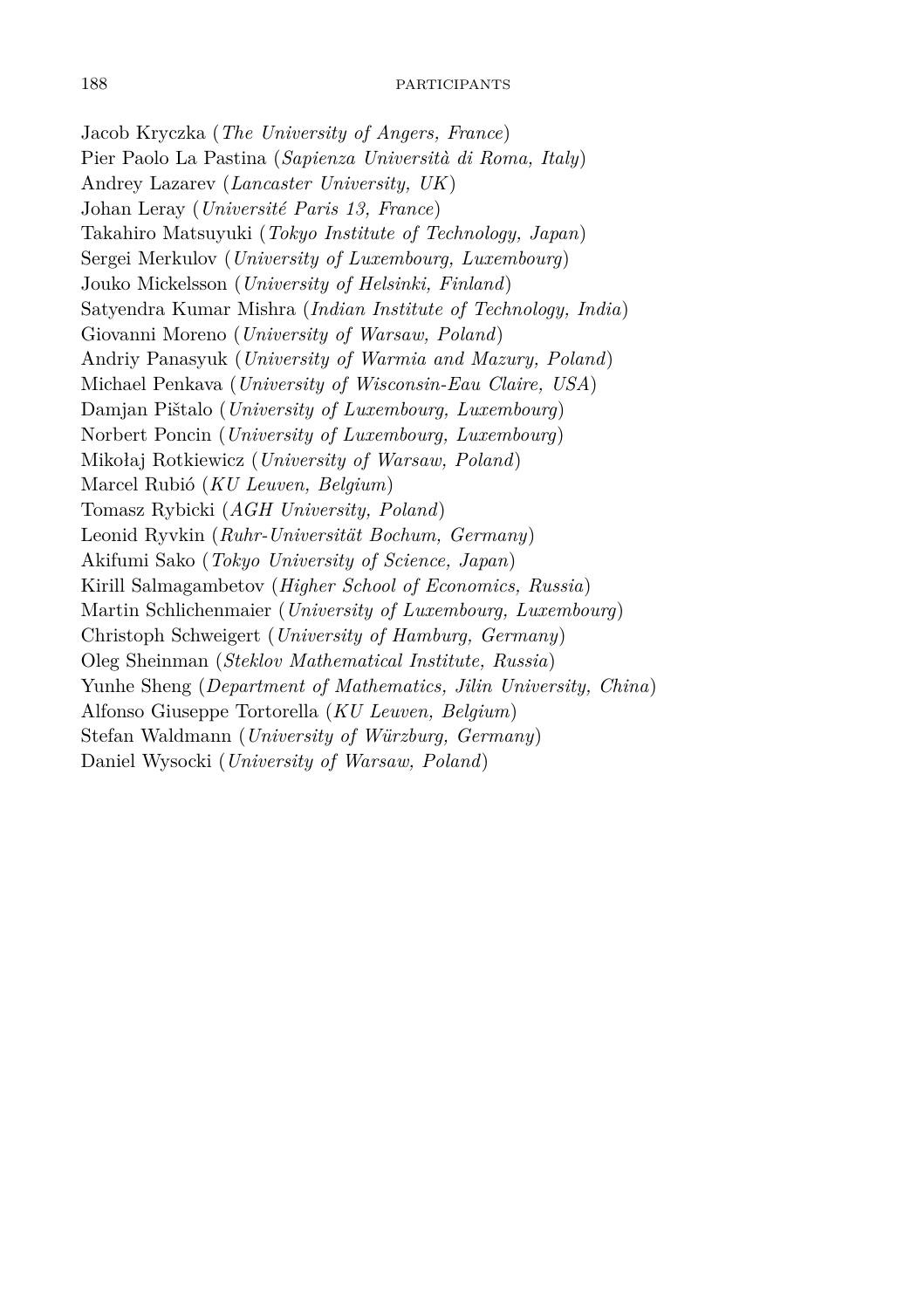Jacob Kryczka (*The University of Angers, France*)
Pier Paolo La Pastina (*Sapienza Università di Roma, Italy*)
Andrey Lazarev (*Lancaster University, UK*)
Johan Leray (*Université Paris 13, France*)
Takahiro Matsuyuki (*Tokyo Institute of Technology, Japan*)
Sergei Merkulov (*University of Luxembourg, Luxembourg*)
Jouko Mickelsson (*University of Helsinki, Finland*)
Satyendra Kumar Mishra (*Indian Institute of Technology, India*)
Giovanni Moreno (*University of Warsaw, Poland*)
Andriy Panasyuk (*University of Warmia and Mazury, Poland*)
Michael Penkava (*University of Wisconsin-Eau Claire, USA*)
Damjan Pištalo (*University of Luxembourg, Luxembourg*)
Norbert Poncin (*University of Luxembourg, Luxembourg*)
Mikołaj Rotkiewicz (*University of Warsaw, Poland*)
Marcel Rubió (*KU Leuven, Belgium*)
Tomasz Rybicki (*AGH University, Poland*)
Leonid Ryvkin (*Ruhr-Universität Bochum, Germany*)
Akifumi Sako (*Tokyo University of Science, Japan*)
Kirill Salmagambetov (*Higher School of Economics, Russia*)
Martin Schlichenmaier (*University of Luxembourg, Luxembourg*)
Christoph Schweigert (*University of Hamburg, Germany*)
Oleg Sheinman (*Steklov Mathematical Institute, Russia*)
Yunhe Sheng (*Department of Mathematics, Jilin University, China*)
Alfonso Giuseppe Tortorella (*KU Leuven, Belgium*)
Stefan Waldmann (*University of Würzburg, Germany*)
Daniel Wysocki (*University of Warsaw, Poland*)